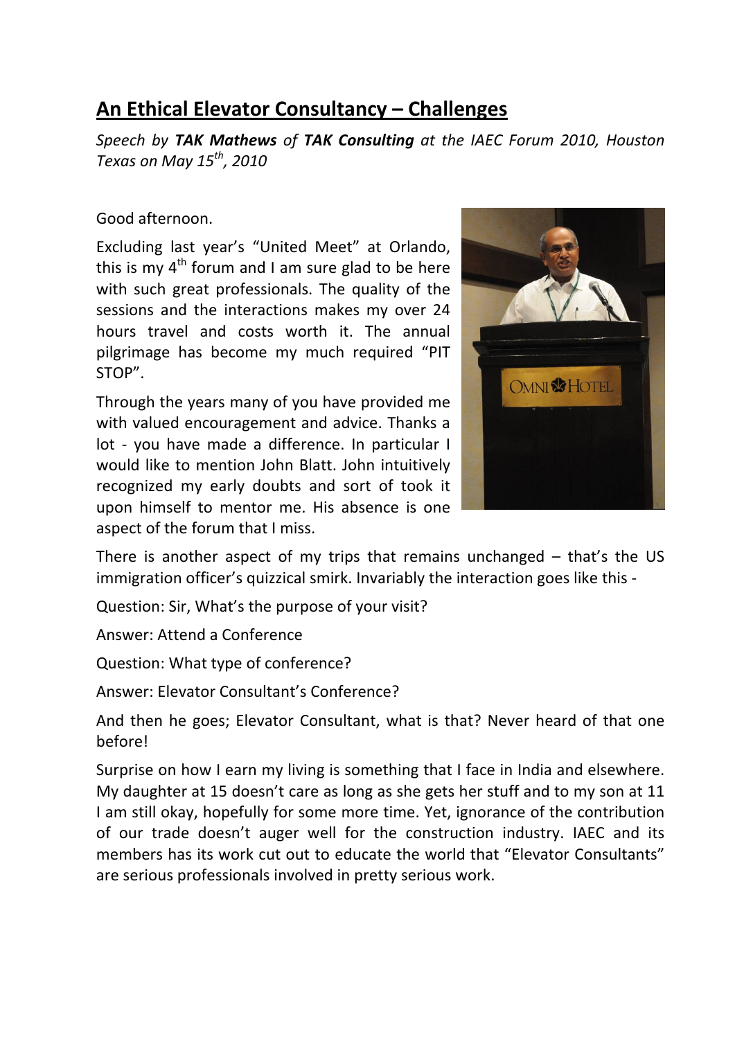# An Ethical Elevator Consultancy – Challenges

*Speech by **TAK Mathews** of **TAK Consulting** at the IAEC Forum 2010, Houston Texas on May 15th, 2010*

Good afternoon.

Excluding last year's "United Meet" at Orlando, this is my 4th forum and I am sure glad to be here with such great professionals. The quality of the sessions and the interactions makes my over 24 hours travel and costs worth it. The annual pilgrimage has become my much required "PIT STOP".

Through the years many of you have provided me with valued encouragement and advice. Thanks a lot - you have made a difference. In particular I would like to mention John Blatt. John intuitively recognized my early doubts and sort of took it upon himself to mentor me. His absence is one aspect of the forum that I miss.

There is another aspect of my trips that remains unchanged – that's the US immigration officer's quizzical smirk. Invariably the interaction goes like this -

Question: Sir, What's the purpose of your visit?

Answer: Attend a Conference

Question: What type of conference?

Answer: Elevator Consultant's Conference?

And then he goes; Elevator Consultant, what is that? Never heard of that one before!

Surprise on how I earn my living is something that I face in India and elsewhere. My daughter at 15 doesn't care as long as she gets her stuff and to my son at 11 I am still okay, hopefully for some more time. Yet, ignorance of the contribution of our trade doesn't auger well for the construction industry. IAEC and its members has its work cut out to educate the world that "Elevator Consultants" are serious professionals involved in pretty serious work.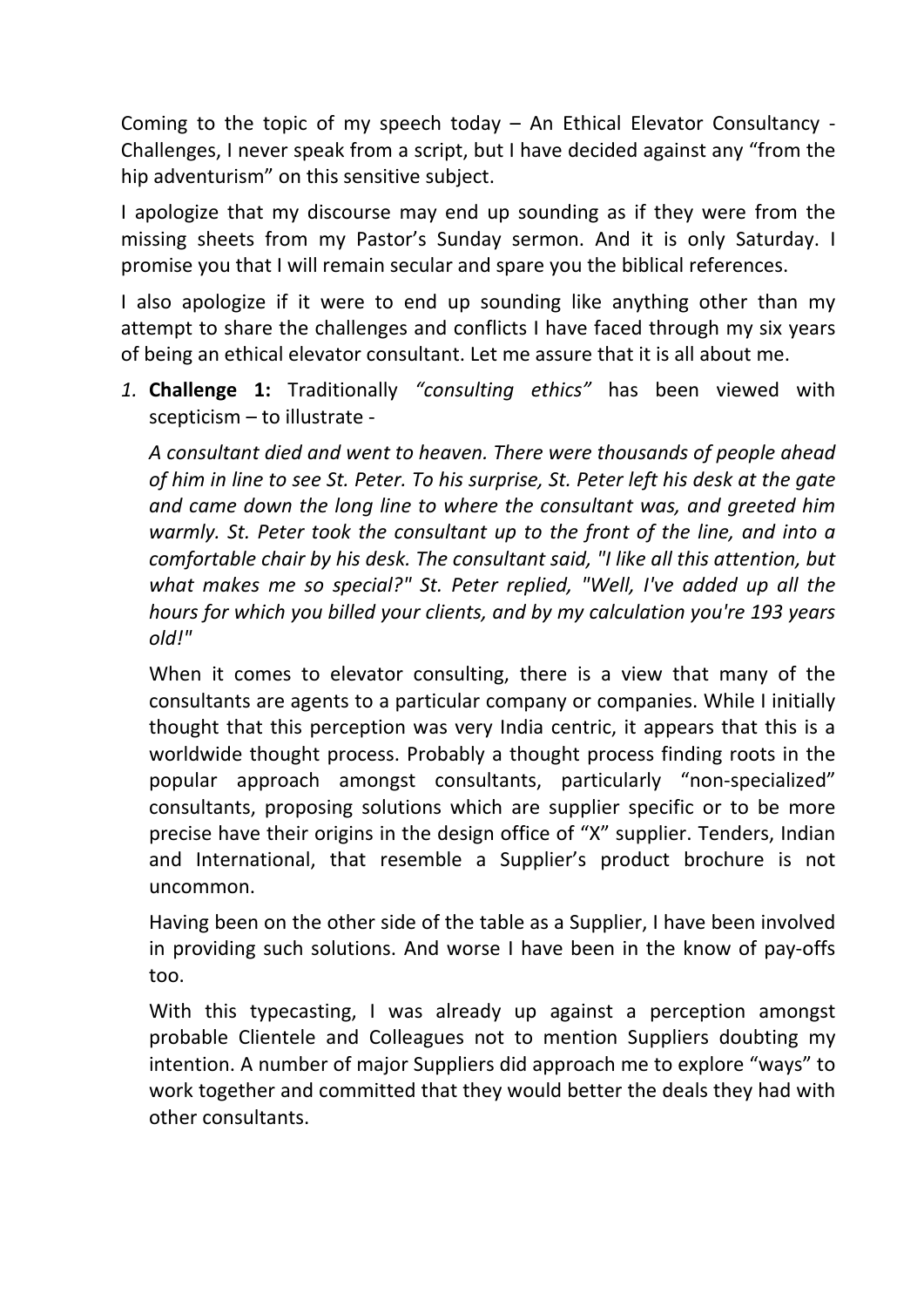Coming to the topic of my speech today – An Ethical Elevator Consultancy - Challenges, I never speak from a script, but I have decided against any "from the hip adventurism" on this sensitive subject.

I apologize that my discourse may end up sounding as if they were from the missing sheets from my Pastor's Sunday sermon. And it is only Saturday. I promise you that I will remain secular and spare you the biblical references.

I also apologize if it were to end up sounding like anything other than my attempt to share the challenges and conflicts I have faced through my six years of being an ethical elevator consultant. Let me assure that it is all about me.

1. **Challenge 1:** Traditionally *"consulting ethics"* has been viewed with scepticism – to illustrate -

   *A consultant died and went to heaven. There were thousands of people ahead of him in line to see St. Peter. To his surprise, St. Peter left his desk at the gate and came down the long line to where the consultant was, and greeted him warmly. St. Peter took the consultant up to the front of the line, and into a comfortable chair by his desk. The consultant said, "I like all this attention, but what makes me so special?" St. Peter replied, "Well, I've added up all the hours for which you billed your clients, and by my calculation you're 193 years old!"*

   When it comes to elevator consulting, there is a view that many of the consultants are agents to a particular company or companies. While I initially thought that this perception was very India centric, it appears that this is a worldwide thought process. Probably a thought process finding roots in the popular approach amongst consultants, particularly "non-specialized" consultants, proposing solutions which are supplier specific or to be more precise have their origins in the design office of "X" supplier. Tenders, Indian and International, that resemble a Supplier's product brochure is not uncommon.

   Having been on the other side of the table as a Supplier, I have been involved in providing such solutions. And worse I have been in the know of pay-offs too.

   With this typecasting, I was already up against a perception amongst probable Clientele and Colleagues not to mention Suppliers doubting my intention. A number of major Suppliers did approach me to explore "ways" to work together and committed that they would better the deals they had with other consultants.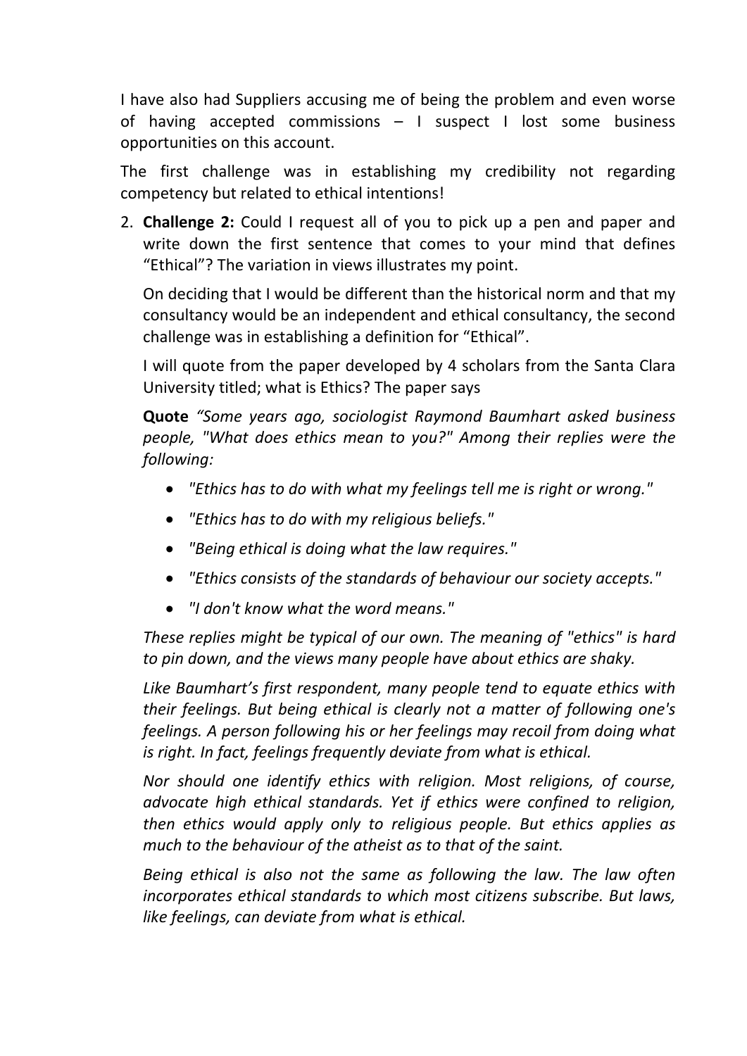I have also had Suppliers accusing me of being the problem and even worse of having accepted commissions – I suspect I lost some business opportunities on this account.

The first challenge was in establishing my credibility not regarding competency but related to ethical intentions!

2. **Challenge 2:** Could I request all of you to pick up a pen and paper and write down the first sentence that comes to your mind that defines "Ethical"? The variation in views illustrates my point.

   On deciding that I would be different than the historical norm and that my consultancy would be an independent and ethical consultancy, the second challenge was in establishing a definition for "Ethical".

   I will quote from the paper developed by 4 scholars from the Santa Clara University titled; what is Ethics? The paper says

   **Quote** *"Some years ago, sociologist Raymond Baumhart asked business people, "What does ethics mean to you?" Among their replies were the following:*

   - *"Ethics has to do with what my feelings tell me is right or wrong."*
   - *"Ethics has to do with my religious beliefs."*
   - *"Being ethical is doing what the law requires."*
   - *"Ethics consists of the standards of behaviour our society accepts."*
   - *"I don't know what the word means."*

   *These replies might be typical of our own. The meaning of "ethics" is hard to pin down, and the views many people have about ethics are shaky.*

   *Like Baumhart's first respondent, many people tend to equate ethics with their feelings. But being ethical is clearly not a matter of following one's feelings. A person following his or her feelings may recoil from doing what is right. In fact, feelings frequently deviate from what is ethical.*

   *Nor should one identify ethics with religion. Most religions, of course, advocate high ethical standards. Yet if ethics were confined to religion, then ethics would apply only to religious people. But ethics applies as much to the behaviour of the atheist as to that of the saint.*

   *Being ethical is also not the same as following the law. The law often incorporates ethical standards to which most citizens subscribe. But laws, like feelings, can deviate from what is ethical.*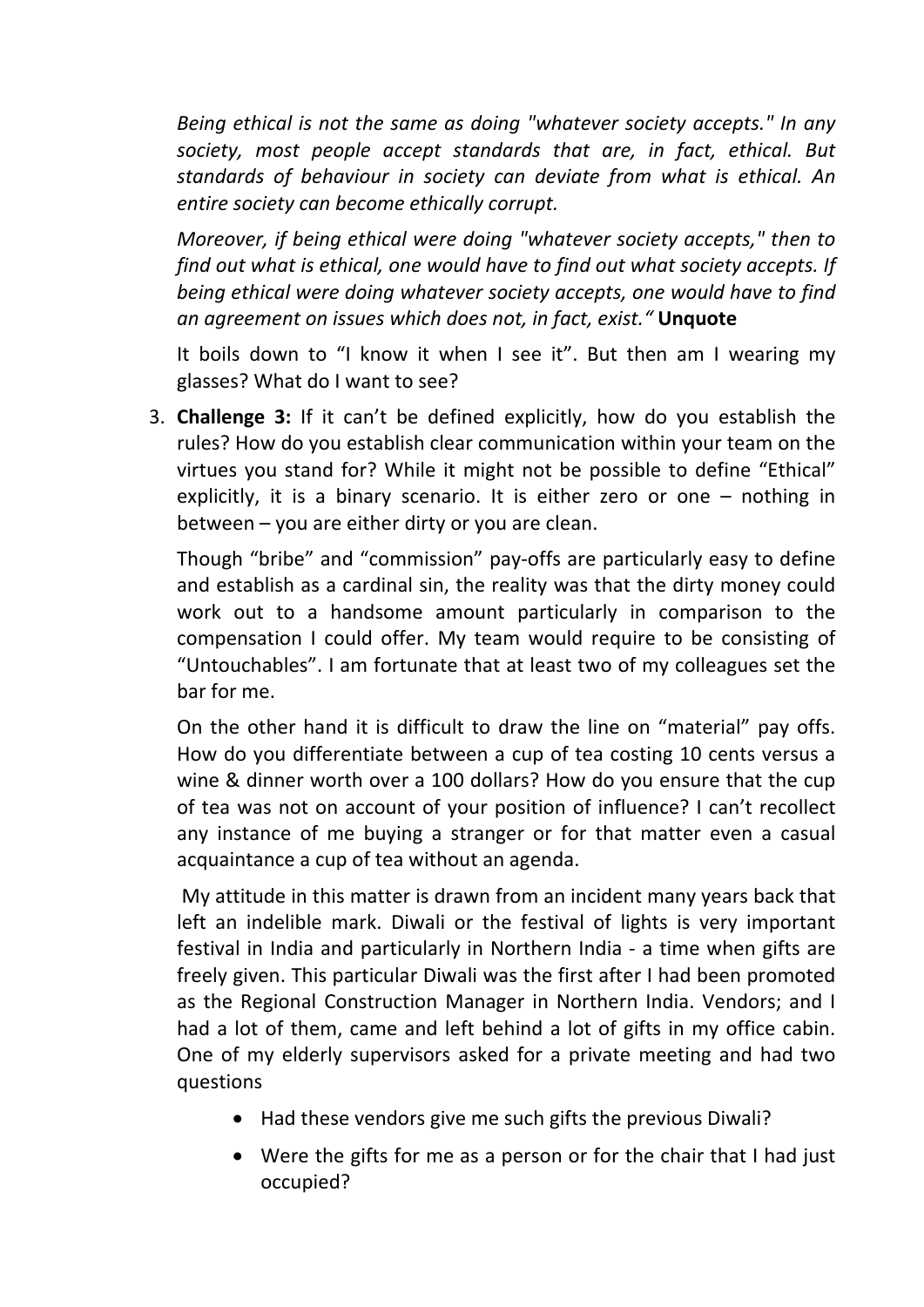*Being ethical is not the same as doing "whatever society accepts." In any society, most people accept standards that are, in fact, ethical. But standards of behaviour in society can deviate from what is ethical. An entire society can become ethically corrupt.*

*Moreover, if being ethical were doing "whatever society accepts," then to find out what is ethical, one would have to find out what society accepts. If being ethical were doing whatever society accepts, one would have to find an agreement on issues which does not, in fact, exist."* **Unquote**

It boils down to "I know it when I see it". But then am I wearing my glasses? What do I want to see?

3. **Challenge 3:** If it can't be defined explicitly, how do you establish the rules? How do you establish clear communication within your team on the virtues you stand for? While it might not be possible to define "Ethical" explicitly, it is a binary scenario. It is either zero or one – nothing in between – you are either dirty or you are clean.

   Though "bribe" and "commission" pay-offs are particularly easy to define and establish as a cardinal sin, the reality was that the dirty money could work out to a handsome amount particularly in comparison to the compensation I could offer. My team would require to be consisting of "Untouchables". I am fortunate that at least two of my colleagues set the bar for me.

   On the other hand it is difficult to draw the line on "material" pay offs. How do you differentiate between a cup of tea costing 10 cents versus a wine & dinner worth over a 100 dollars? How do you ensure that the cup of tea was not on account of your position of influence? I can't recollect any instance of me buying a stranger or for that matter even a casual acquaintance a cup of tea without an agenda.

   My attitude in this matter is drawn from an incident many years back that left an indelible mark. Diwali or the festival of lights is very important festival in India and particularly in Northern India - a time when gifts are freely given. This particular Diwali was the first after I had been promoted as the Regional Construction Manager in Northern India. Vendors; and I had a lot of them, came and left behind a lot of gifts in my office cabin. One of my elderly supervisors asked for a private meeting and had two questions

   - Had these vendors give me such gifts the previous Diwali?
   - Were the gifts for me as a person or for the chair that I had just occupied?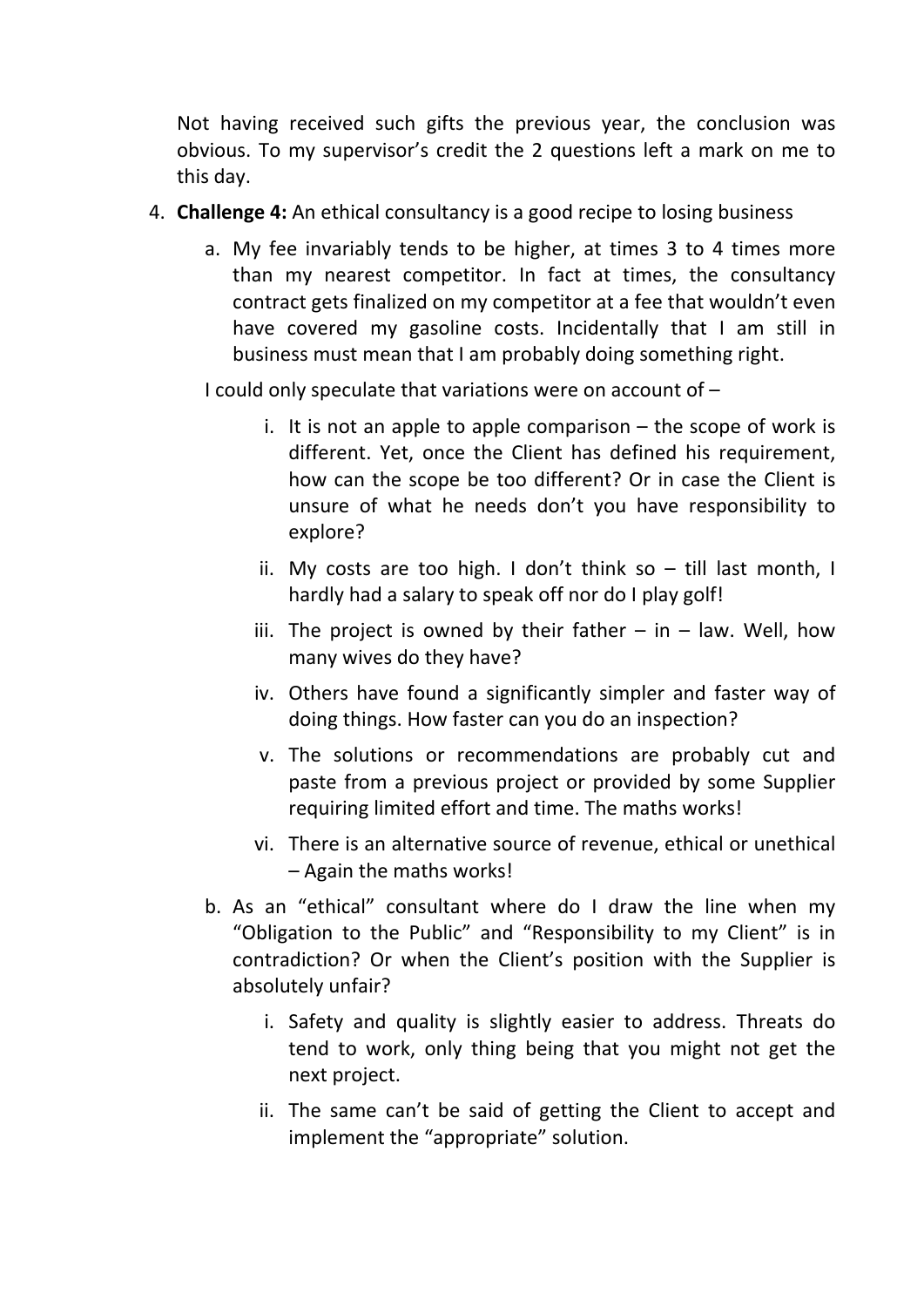Not having received such gifts the previous year, the conclusion was obvious. To my supervisor's credit the 2 questions left a mark on me to this day.

4. **Challenge 4:** An ethical consultancy is a good recipe to losing business

   a. My fee invariably tends to be higher, at times 3 to 4 times more than my nearest competitor. In fact at times, the consultancy contract gets finalized on my competitor at a fee that wouldn't even have covered my gasoline costs. Incidentally that I am still in business must mean that I am probably doing something right.

   I could only speculate that variations were on account of –

      i. It is not an apple to apple comparison – the scope of work is different. Yet, once the Client has defined his requirement, how can the scope be too different? Or in case the Client is unsure of what he needs don't you have responsibility to explore?

      ii. My costs are too high. I don't think so – till last month, I hardly had a salary to speak off nor do I play golf!

      iii. The project is owned by their father – in – law. Well, how many wives do they have?

      iv. Others have found a significantly simpler and faster way of doing things. How faster can you do an inspection?

      v. The solutions or recommendations are probably cut and paste from a previous project or provided by some Supplier requiring limited effort and time. The maths works!

      vi. There is an alternative source of revenue, ethical or unethical – Again the maths works!

   b. As an "ethical" consultant where do I draw the line when my "Obligation to the Public" and "Responsibility to my Client" is in contradiction? Or when the Client's position with the Supplier is absolutely unfair?

      i. Safety and quality is slightly easier to address. Threats do tend to work, only thing being that you might not get the next project.

      ii. The same can't be said of getting the Client to accept and implement the "appropriate" solution.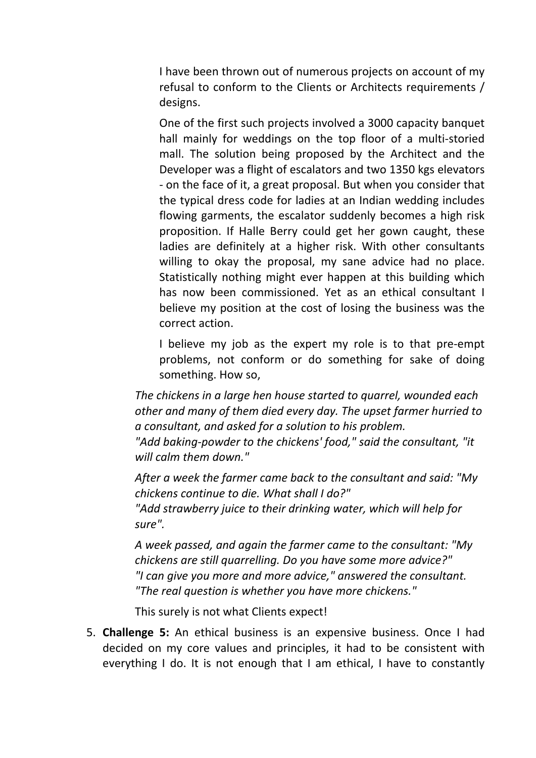I have been thrown out of numerous projects on account of my refusal to conform to the Clients or Architects requirements / designs.

One of the first such projects involved a 3000 capacity banquet hall mainly for weddings on the top floor of a multi-storied mall. The solution being proposed by the Architect and the Developer was a flight of escalators and two 1350 kgs elevators - on the face of it, a great proposal. But when you consider that the typical dress code for ladies at an Indian wedding includes flowing garments, the escalator suddenly becomes a high risk proposition. If Halle Berry could get her gown caught, these ladies are definitely at a higher risk. With other consultants willing to okay the proposal, my sane advice had no place. Statistically nothing might ever happen at this building which has now been commissioned. Yet as an ethical consultant I believe my position at the cost of losing the business was the correct action.

I believe my job as the expert my role is to that pre-empt problems, not conform or do something for sake of doing something. How so,

*The chickens in a large hen house started to quarrel, wounded each other and many of them died every day. The upset farmer hurried to a consultant, and asked for a solution to his problem.*
*"Add baking-powder to the chickens' food," said the consultant, "it will calm them down."*

*After a week the farmer came back to the consultant and said: "My chickens continue to die. What shall I do?"*
*"Add strawberry juice to their drinking water, which will help for sure".*

*A week passed, and again the farmer came to the consultant: "My chickens are still quarrelling. Do you have some more advice?"*
*"I can give you more and more advice," answered the consultant. "The real question is whether you have more chickens."*

This surely is not what Clients expect!

5. **Challenge 5:** An ethical business is an expensive business. Once I had decided on my core values and principles, it had to be consistent with everything I do. It is not enough that I am ethical, I have to constantly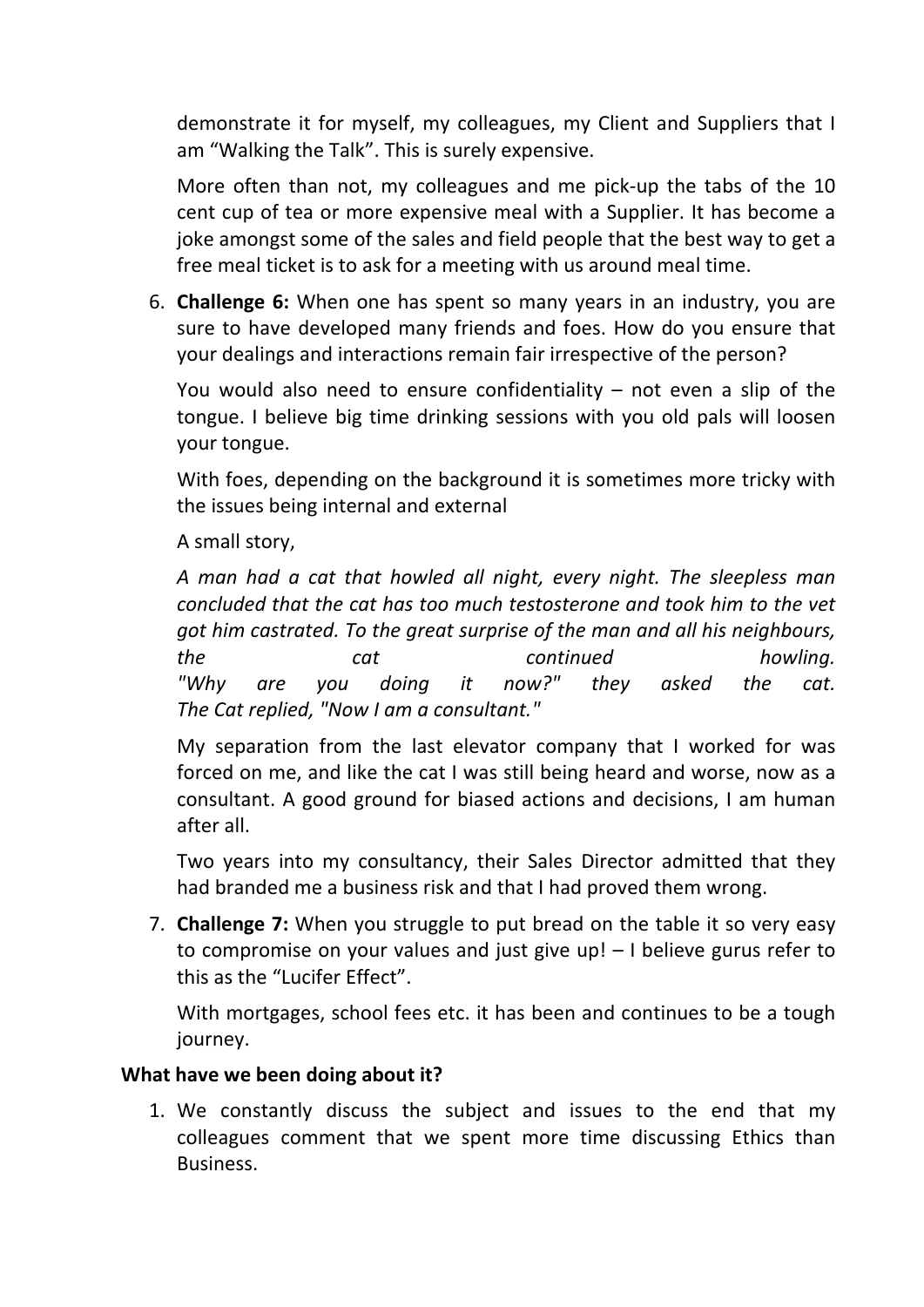demonstrate it for myself, my colleagues, my Client and Suppliers that I am “Walking the Talk”. This is surely expensive.

More often than not, my colleagues and me pick-up the tabs of the 10 cent cup of tea or more expensive meal with a Supplier. It has become a joke amongst some of the sales and field people that the best way to get a free meal ticket is to ask for a meeting with us around meal time.

6. **Challenge 6:** When one has spent so many years in an industry, you are sure to have developed many friends and foes. How do you ensure that your dealings and interactions remain fair irrespective of the person?

   You would also need to ensure confidentiality – not even a slip of the tongue. I believe big time drinking sessions with you old pals will loosen your tongue.

   With foes, depending on the background it is sometimes more tricky with the issues being internal and external

   A small story,

   *A man had a cat that howled all night, every night. The sleepless man concluded that the cat has too much testosterone and took him to the vet got him castrated. To the great surprise of the man and all his neighbours, the cat continued howling.*
   *"Why are you doing it now?" they asked the cat.*
   *The Cat replied, "Now I am a consultant."*

   My separation from the last elevator company that I worked for was forced on me, and like the cat I was still being heard and worse, now as a consultant. A good ground for biased actions and decisions, I am human after all.

   Two years into my consultancy, their Sales Director admitted that they had branded me a business risk and that I had proved them wrong.

7. **Challenge 7:** When you struggle to put bread on the table it so very easy to compromise on your values and just give up! – I believe gurus refer to this as the “Lucifer Effect”.

   With mortgages, school fees etc. it has been and continues to be a tough journey.

**What have we been doing about it?**

1. We constantly discuss the subject and issues to the end that my colleagues comment that we spent more time discussing Ethics than Business.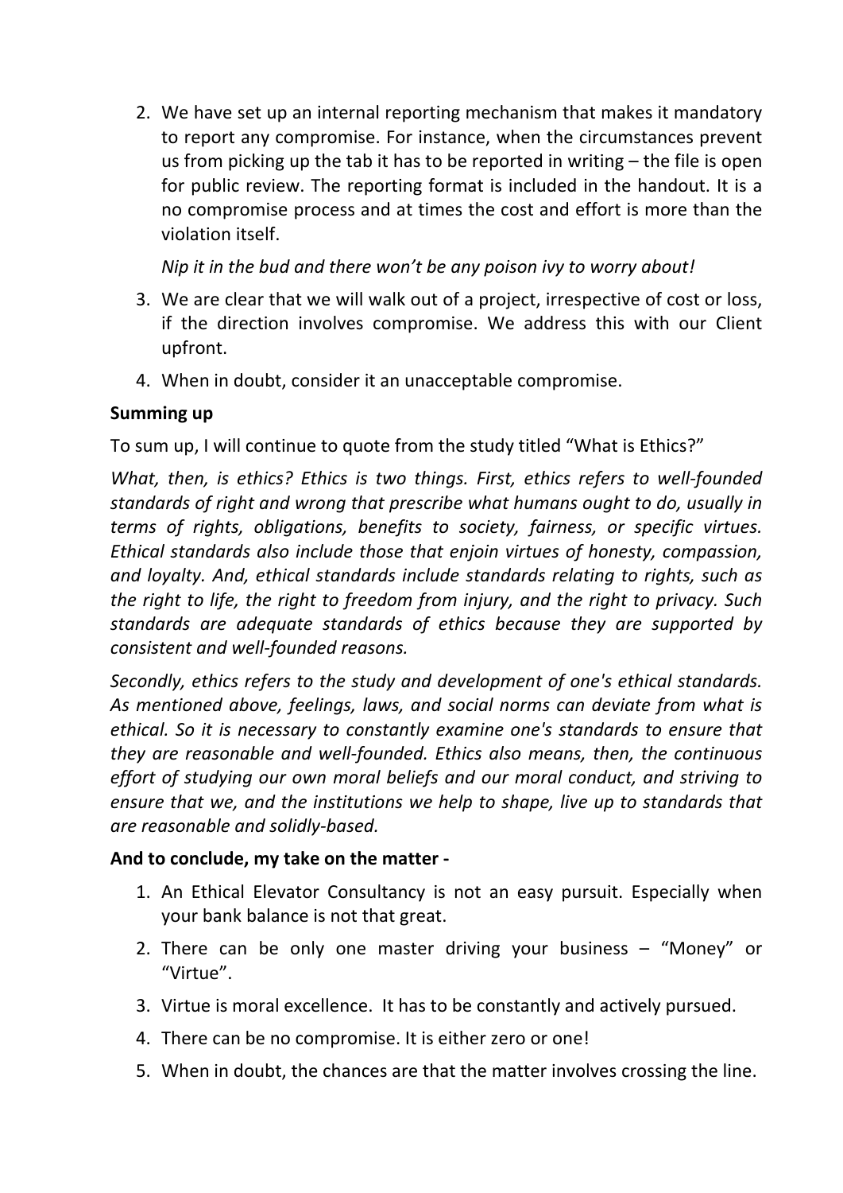2. We have set up an internal reporting mechanism that makes it mandatory to report any compromise. For instance, when the circumstances prevent us from picking up the tab it has to be reported in writing – the file is open for public review. The reporting format is included in the handout. It is a no compromise process and at times the cost and effort is more than the violation itself.

   *Nip it in the bud and there won't be any poison ivy to worry about!*

3. We are clear that we will walk out of a project, irrespective of cost or loss, if the direction involves compromise. We address this with our Client upfront.
4. When in doubt, consider it an unacceptable compromise.

**Summing up**

To sum up, I will continue to quote from the study titled "What is Ethics?"

*What, then, is ethics? Ethics is two things. First, ethics refers to well-founded standards of right and wrong that prescribe what humans ought to do, usually in terms of rights, obligations, benefits to society, fairness, or specific virtues. Ethical standards also include those that enjoin virtues of honesty, compassion, and loyalty. And, ethical standards include standards relating to rights, such as the right to life, the right to freedom from injury, and the right to privacy. Such standards are adequate standards of ethics because they are supported by consistent and well-founded reasons.*

*Secondly, ethics refers to the study and development of one's ethical standards. As mentioned above, feelings, laws, and social norms can deviate from what is ethical. So it is necessary to constantly examine one's standards to ensure that they are reasonable and well-founded. Ethics also means, then, the continuous effort of studying our own moral beliefs and our moral conduct, and striving to ensure that we, and the institutions we help to shape, live up to standards that are reasonable and solidly-based.*

**And to conclude, my take on the matter -**

1. An Ethical Elevator Consultancy is not an easy pursuit. Especially when your bank balance is not that great.
2. There can be only one master driving your business – "Money" or "Virtue".
3. Virtue is moral excellence. It has to be constantly and actively pursued.
4. There can be no compromise. It is either zero or one!
5. When in doubt, the chances are that the matter involves crossing the line.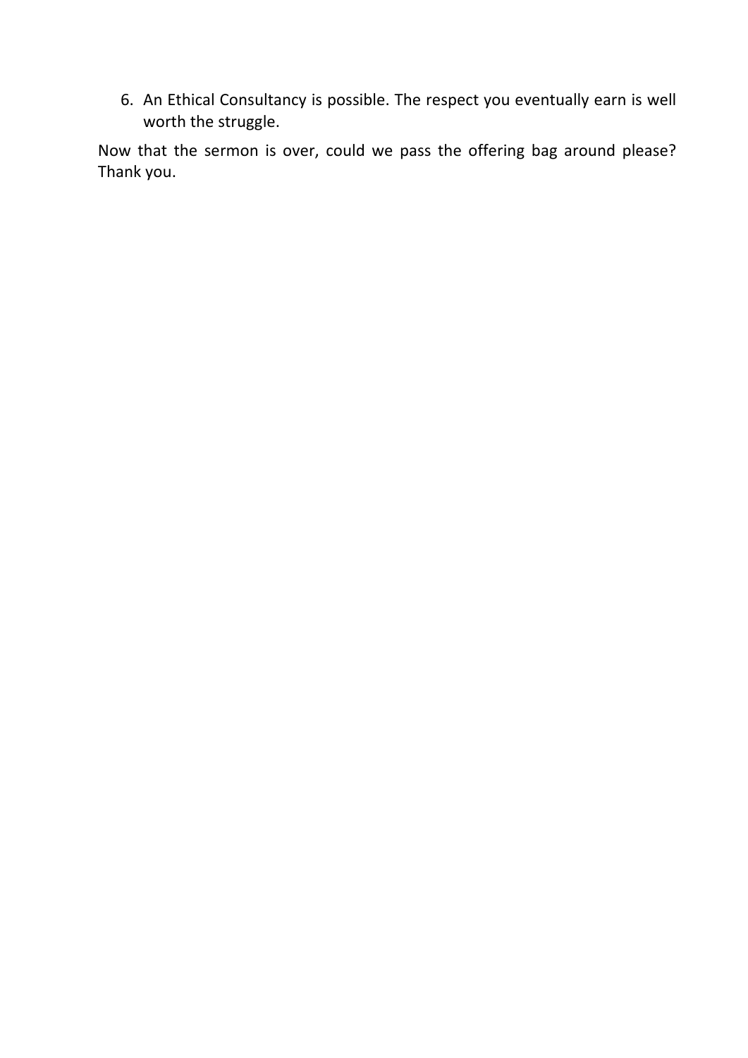6. An Ethical Consultancy is possible. The respect you eventually earn is well worth the struggle.

Now that the sermon is over, could we pass the offering bag around please? Thank you.